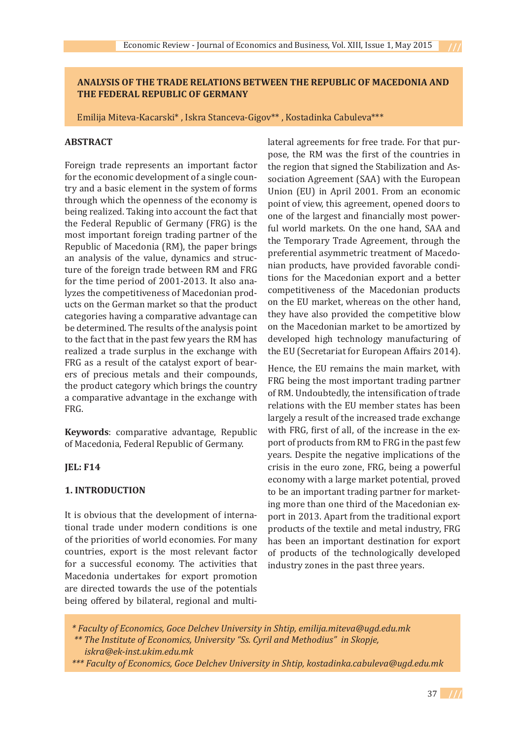# ANALYSIS OF THE TRADE RELATIONS BETWEEN THE REPUBLIC OF MACEDONIA AND THE FEDERAL REPUBLIC OF GERMANY

Emilija Miteva-Kacarski* , Iskra Stanceva-Gigov** , Kostadinka Cabuleva***

## ABSTRACT

Foreign trade represents an important factor for the economic development of a single country and a basic element in the system of forms through which the openness of the economy is being realized. Taking into account the fact that the Federal Republic of Germany (FRG) is the most important foreign trading partner of the Republic of Macedonia (RM), the paper brings an analysis of the value, dynamics and structure of the foreign trade between RM and FRG for the time period of 2001-2013. It also analyzes the competitiveness of Macedonian products on the German market so that the product categories having a comparative advantage can be determined. The results of the analysis point to the fact that in the past few years the RM has realized a trade surplus in the exchange with FRG as a result of the catalyst export of bearers of precious metals and their compounds, the product category which brings the country a comparative advantage in the exchange with FRG.

**Keywords**: comparative advantage, Republic of Macedonia, Federal Republic of Germany.

**JEL: F14**

## 1. INTRODUCTION

It is obvious that the development of international trade under modern conditions is one of the priorities of world economies. For many countries, export is the most relevant factor for a successful economy. The activities that Macedonia undertakes for export promotion are directed towards the use of the potentials being offered by bilateral, regional and multilateral agreements for free trade. For that purpose, the RM was the first of the countries in the region that signed the Stabilization and Association Agreement (SAA) with the European Union (EU) in April 2001. From an economic point of view, this agreement, opened doors to one of the largest and financially most powerful world markets. On the one hand, SAA and the Temporary Trade Agreement, through the preferential asymmetric treatment of Macedonian products, have provided favorable conditions for the Macedonian export and a better competitiveness of the Macedonian products on the EU market, whereas on the other hand, they have also provided the competitive blow on the Macedonian market to be amortized by developed high technology manufacturing of the EU (Secretariat for European Affairs 2014).

Hence, the EU remains the main market, with FRG being the most important trading partner of RM. Undoubtedly, the intensification of trade relations with the EU member states has been largely a result of the increased trade exchange with FRG, first of all, of the increase in the export of products from RM to FRG in the past few years. Despite the negative implications of the crisis in the euro zone, FRG, being a powerful economy with a large market potential, proved to be an important trading partner for marketing more than one third of the Macedonian export in 2013. Apart from the traditional export products of the textile and metal industry, FRG has been an important destination for export of products of the technologically developed industry zones in the past three years.

*\* Faculty of Economics, Goce Delchev University in Shtip, emilija.miteva@ugd.edu.mk*
*\*\* The Institute of Economics, University "Ss. Cyril and Methodius" in Skopje, iskra@ek-inst.ukim.edu.mk*
*\*\*\* Faculty of Economics, Goce Delchev University in Shtip, kostadinka.cabuleva@ugd.edu.mk*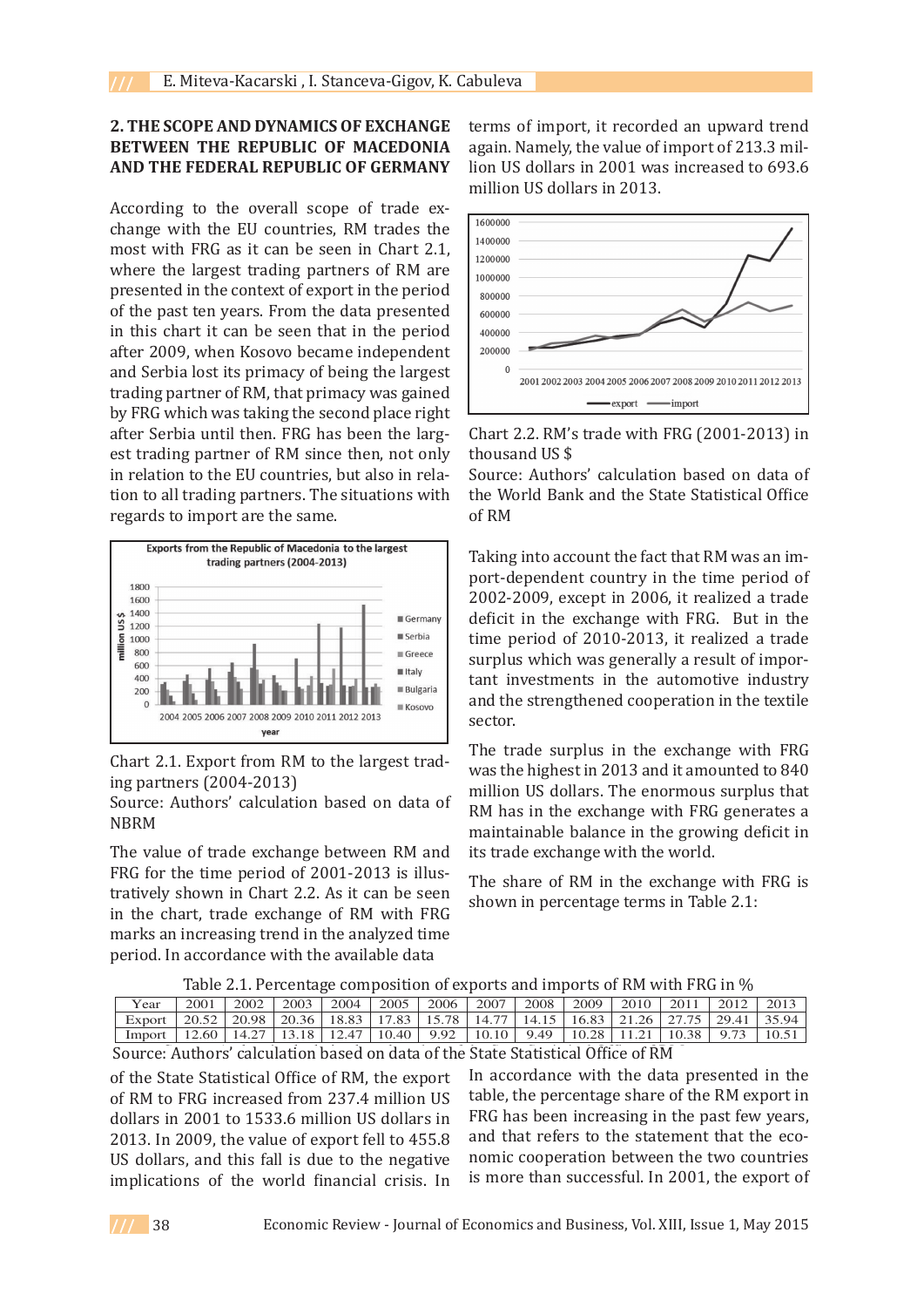## 2. THE SCOPE AND DYNAMICS OF EXCHANGE BETWEEN THE REPUBLIC OF MACEDONIA AND THE FEDERAL REPUBLIC OF GERMANY

According to the overall scope of trade exchange with the EU countries, RM trades the most with FRG as it can be seen in Chart 2.1, where the largest trading partners of RM are presented in the context of export in the period of the past ten years. From the data presented in this chart it can be seen that in the period after 2009, when Kosovo became independent and Serbia lost its primacy of being the largest trading partner of RM, that primacy was gained by FRG which was taking the second place right after Serbia until then. FRG has been the largest trading partner of RM since then, not only in relation to the EU countries, but also in relation to all trading partners. The situations with regards to import are the same.

Chart 2.1. Export from RM to the largest trading partners (2004-2013)

Source: Authors' calculation based on data of NBRM

The value of trade exchange between RM and FRG for the time period of 2001-2013 is illustratively shown in Chart 2.2. As it can be seen in the chart, trade exchange of RM with FRG marks an increasing trend in the analyzed time period. In accordance with the available data of the State Statistical Office of RM, the export of RM to FRG increased from 237.4 million US dollars in 2001 to 1533.6 million US dollars in 2013. In 2009, the value of export fell to 455.8 US dollars, and this fall is due to the negative implications of the world financial crisis. In terms of import, it recorded an upward trend again. Namely, the value of import of 213.3 million US dollars in 2001 was increased to 693.6 million US dollars in 2013.

Chart 2.2. RM's trade with FRG (2001-2013) in thousand US $

Source: Authors' calculation based on data of the World Bank and the State Statistical Office of RM

Taking into account the fact that RM was an import-dependent country in the time period of 2002-2009, except in 2006, it realized a trade deficit in the exchange with FRG. But in the time period of 2010-2013, it realized a trade surplus which was generally a result of important investments in the automotive industry and the strengthened cooperation in the textile sector.

The trade surplus in the exchange with FRG was the highest in 2013 and it amounted to 840 million US dollars. The enormous surplus that RM has in the exchange with FRG generates a maintainable balance in the growing deficit in its trade exchange with the world.

The share of RM in the exchange with FRG is shown in percentage terms in Table 2.1:

Table 2.1. Percentage composition of exports and imports of RM with FRG in %

| Year | 2001 | 2002 | 2003 | 2004 | 2005 | 2006 | 2007 | 2008 | 2009 | 2010 | 2011 | 2012 | 2013 |
|---|---|---|---|---|---|---|---|---|---|---|---|---|---|
| Export | 20.52 | 20.98 | 20.36 | 18.83 | 17.83 | 15.78 | 14.77 | 14.15 | 16.83 | 21.26 | 27.75 | 29.41 | 35.94 |
| Import | 12.60 | 14.27 | 13.18 | 12.47 | 10.40 | 9.92 | 10.10 | 9.49 | 10.28 | 11.21 | 10.38 | 9.73 | 10.51 |

Source: Authors' calculation based on data of the State Statistical Office of RM

In accordance with the data presented in the table, the percentage share of the RM export in FRG has been increasing in the past few years, and that refers to the statement that the economic cooperation between the two countries is more than successful. In 2001, the export of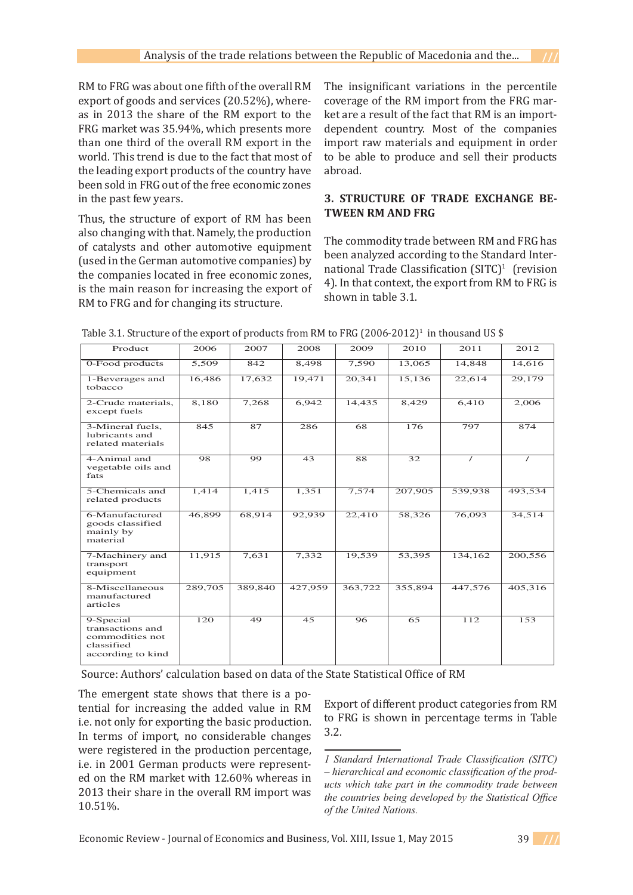RM to FRG was about one fifth of the overall RM export of goods and services (20.52%), whereas in 2013 the share of the RM export to the FRG market was 35.94%, which presents more than one third of the overall RM export in the world. This trend is due to the fact that most of the leading export products of the country have been sold in FRG out of the free economic zones in the past few years.

Thus, the structure of export of RM has been also changing with that. Namely, the production of catalysts and other automotive equipment (used in the German automotive companies) by the companies located in free economic zones, is the main reason for increasing the export of RM to FRG and for changing its structure.

The insignificant variations in the percentile coverage of the RM import from the FRG market are a result of the fact that RM is an import-dependent country. Most of the companies import raw materials and equipment in order to be able to produce and sell their products abroad.

## 3. STRUCTURE OF TRADE EXCHANGE BETWEEN RM AND FRG

The commodity trade between RM and FRG has been analyzed according to the Standard International Trade Classification (SITC)[1] (revision 4). In that context, the export from RM to FRG is shown in table 3.1.

Table 3.1. Structure of the export of products from RM to FRG (2006-2012)[1] in thousand US $

| Product | 2006 | 2007 | 2008 | 2009 | 2010 | 2011 | 2012 |
|---|---|---|---|---|---|---|---|
| 0-Food products | 5,509 | 842 | 8,498 | 7,590 | 13,065 | 14,848 | 14,616 |
| 1-Beverages and tobacco | 16,486 | 17,632 | 19,471 | 20,341 | 15,136 | 22,614 | 29,179 |
| 2-Crude materials, except fuels | 8,180 | 7,268 | 6,942 | 14,435 | 8,429 | 6,410 | 2,006 |
| 3-Mineral fuels, lubricants and related materials | 845 | 87 | 286 | 68 | 176 | 797 | 874 |
| 4-Animal and vegetable oils and fats | 98 | 99 | 43 | 88 | 32 | / | / |
| 5-Chemicals and related products | 1,414 | 1,415 | 1,351 | 7,574 | 207,905 | 539,938 | 493,534 |
| 6-Manufactured goods classified mainly by material | 46,899 | 68,914 | 92,939 | 22,410 | 58,326 | 76,093 | 34,514 |
| 7-Machinery and transport equipment | 11,915 | 7,631 | 7,332 | 19,539 | 53,395 | 134,162 | 200,556 |
| 8-Miscellaneous manufactured articles | 289,705 | 389,840 | 427,959 | 363,722 | 355,894 | 447,576 | 405,316 |
| 9-Special transactions and commodities not classified according to kind | 120 | 49 | 45 | 96 | 65 | 112 | 153 |

Source: Authors' calculation based on data of the State Statistical Office of RM

The emergent state shows that there is a potential for increasing the added value in RM i.e. not only for exporting the basic production. In terms of import, no considerable changes were registered in the production percentage, i.e. in 2001 German products were represented on the RM market with 12.60% whereas in 2013 their share in the overall RM import was 10.51%.

Export of different product categories from RM to FRG is shown in percentage terms in Table 3.2.

*1 Standard International Trade Classification (SITC) – hierarchical and economic classification of the products which take part in the commodity trade between the countries being developed by the Statistical Office of the United Nations.*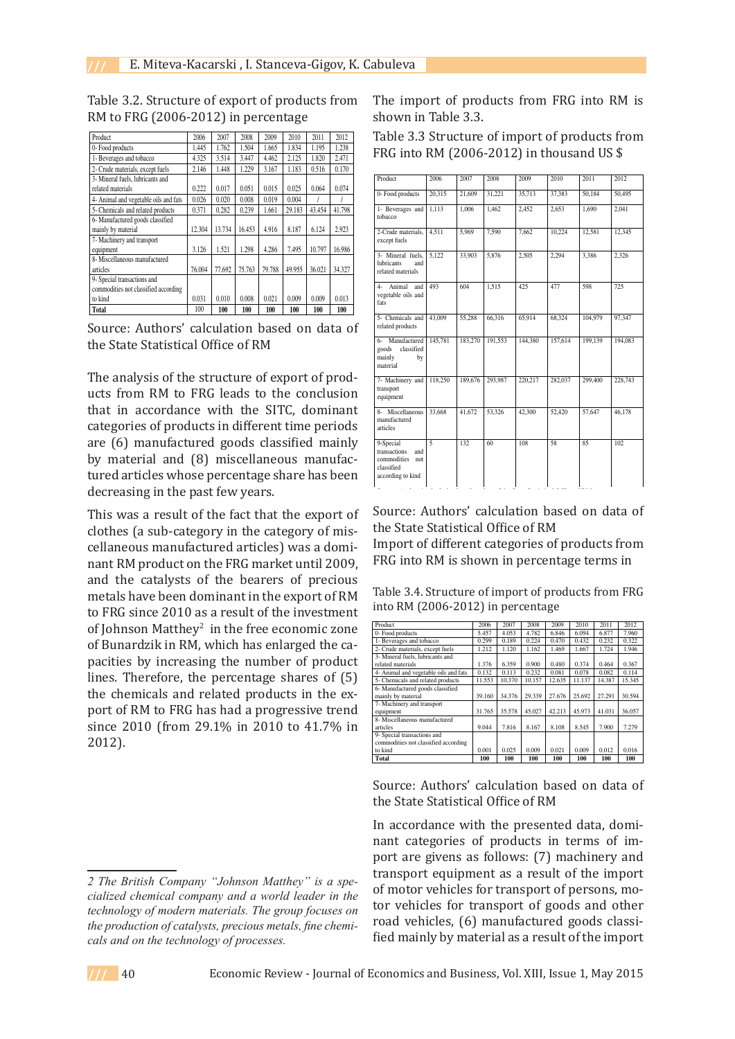Table 3.2. Structure of export of products from RM to FRG (2006-2012) in percentage

| Product | 2006 | 2007 | 2008 | 2009 | 2010 | 2011 | 2012 |
|---|---|---|---|---|---|---|---|
| 0- Food products | 1.445 | 1.762 | 1.504 | 1.665 | 1.834 | 1.195 | 1.238 |
| 1- Beverages and tobacco | 4.325 | 3.514 | 3.447 | 4.462 | 2.125 | 1.820 | 2.471 |
| 2- Crude materials, except fuels | 2.146 | 1.448 | 1.229 | 3.167 | 1.183 | 0.516 | 0.170 |
| 3- Mineral fuels, lubricants and related materials | 0.222 | 0.017 | 0.051 | 0.015 | 0.025 | 0.064 | 0.074 |
| 4- Animal and vegetable oils and fats | 0.026 | 0.020 | 0.008 | 0.019 | 0.004 | / | / |
| 5- Chemicals and related products | 0.371 | 0.282 | 0.239 | 1.661 | 29.183 | 43.454 | 41.798 |
| 6- Manufactured goods classified mainly by material | 12.304 | 13.734 | 16.453 | 4.916 | 8.187 | 6.124 | 2.923 |
| 7- Machinery and transport equipment | 3.126 | 1.521 | 1.298 | 4.286 | 7.495 | 10.797 | 16.986 |
| 8- Miscellaneous manufactured articles | 76.004 | 77.692 | 75.763 | 79.788 | 49.955 | 36.021 | 34.327 |
| 9- Special transactions and commodities not classified according to kind | 0.031 | 0.010 | 0.008 | 0.021 | 0.009 | 0.009 | 0.013 |
| **Total** | 100 | **100** | **100** | **100** | **100** | **100** | **100** |

Source: Authors' calculation based on data of the State Statistical Office of RM

The analysis of the structure of export of products from RM to FRG leads to the conclusion that in accordance with the SITC, dominant categories of products in different time periods are (6) manufactured goods classified mainly by material and (8) miscellaneous manufactured articles whose percentage share has been decreasing in the past few years.

This was a result of the fact that the export of clothes (a sub-category in the category of miscellaneous manufactured articles) was a dominant RM product on the FRG market until 2009, and the catalysts of the bearers of precious metals have been dominant in the export of RM to FRG since 2010 as a result of the investment of Johnson Matthey[2] in the free economic zone of Bunardzik in RM, which has enlarged the capacities by increasing the number of product lines. Therefore, the percentage shares of (5) the chemicals and related products in the export of RM to FRG has had a progressive trend since 2010 (from 29.1% in 2010 to 41.7% in 2012).

The import of products from FRG into RM is shown in Table 3.3.

Table 3.3 Structure of import of products from FRG into RM (2006-2012) in thousand US $

| Product | 2006 | 2007 | 2008 | 2009 | 2010 | 2011 | 2012 |
|---|---|---|---|---|---|---|---|
| 0- Food products | 20,315 | 21,609 | 31,221 | 35,713 | 37,383 | 50,184 | 50,495 |
| 1- Beverages and tobacco | 1,113 | 1,006 | 1,462 | 2,452 | 2,653 | 1,690 | 2,041 |
| 2-Crude materials, except fuels | 4,511 | 5,969 | 7,590 | 7,662 | 10,224 | 12,581 | 12,345 |
| 3- Mineral fuels, lubricants and related materials | 5,122 | 33,903 | 5,876 | 2,505 | 2,294 | 3,386 | 2,326 |
| 4- Animal and vegetable oils and fats | 493 | 604 | 1,515 | 425 | 477 | 598 | 725 |
| 5- Chemicals and related products | 43,009 | 55,288 | 66,316 | 65,914 | 68,324 | 104,979 | 97,347 |
| 6- Manufactured goods classified mainly by material | 145,781 | 183,270 | 191,553 | 144,380 | 157,614 | 199,139 | 194,083 |
| 7- Machinery and transport equipment | 118,250 | 189,676 | 293,987 | 220,217 | 282,037 | 299,400 | 228,743 |
| 8- Miscellaneous manufactured articles | 33,668 | 41,672 | 53,326 | 42,300 | 52,420 | 57,647 | 46,178 |
| 9-Special transactions and commodities not classified according to kind | 5 | 132 | 60 | 108 | 58 | 85 | 102 |

Source: Authors' calculation based on data of the State Statistical Office of RM

Import of different categories of products from FRG into RM is shown in percentage terms in

Table 3.4. Structure of import of products from FRG into RM (2006-2012) in percentage

| Product | 2006 | 2007 | 2008 | 2009 | 2010 | 2011 | 2012 |
|---|---|---|---|---|---|---|---|
| 0- Food products | 5.457 | 4.053 | 4.782 | 6.846 | 6.094 | 6.877 | 7.960 |
| 1- Beverages and tobacco | 0.299 | 0.189 | 0.224 | 0.470 | 0.432 | 0.232 | 0.322 |
| 2- Crude materials, except fuels | 1.212 | 1.120 | 1.162 | 1.469 | 1.667 | 1.724 | 1.946 |
| 3- Mineral fuels, lubricants and related materials | 1.376 | 6.359 | 0.900 | 0.480 | 0.374 | 0.464 | 0.367 |
| 4- Animal and vegetable oils and fats | 0.132 | 0.113 | 0.232 | 0.081 | 0.078 | 0.082 | 0.114 |
| 5- Chemicals and related products | 11.553 | 10.370 | 10.157 | 12.635 | 11.137 | 14.387 | 15.345 |
| 6- Manufactured goods classified mainly by material | 39.160 | 34.376 | 29.339 | 27.676 | 25.692 | 27.291 | 30.594 |
| 7- Machinery and transport equipment | 31.765 | 35.578 | 45.027 | 42.213 | 45.973 | 41.031 | 36.057 |
| 8- Miscellaneous manufactured articles | 9.044 | 7.816 | 8.167 | 8.108 | 8.545 | 7.900 | 7.279 |
| 9- Special transactions and commodities not classified according to kind | 0.001 | 0.025 | 0.009 | 0.021 | 0.009 | 0.012 | 0.016 |
| **Total** | **100** | **100** | **100** | **100** | **100** | **100** | **100** |

Source: Authors' calculation based on data of the State Statistical Office of RM

In accordance with the presented data, dominant categories of products in terms of import are givens as follows: (7) machinery and transport equipment as a result of the import of motor vehicles for transport of persons, motor vehicles for transport of goods and other road vehicles, (6) manufactured goods classified mainly by material as a result of the import

---

*2 The British Company "Johnson Matthey" is a specialized chemical company and a world leader in the technology of modern materials. The group focuses on the production of catalysts, precious metals, fine chemicals and on the technology of processes.*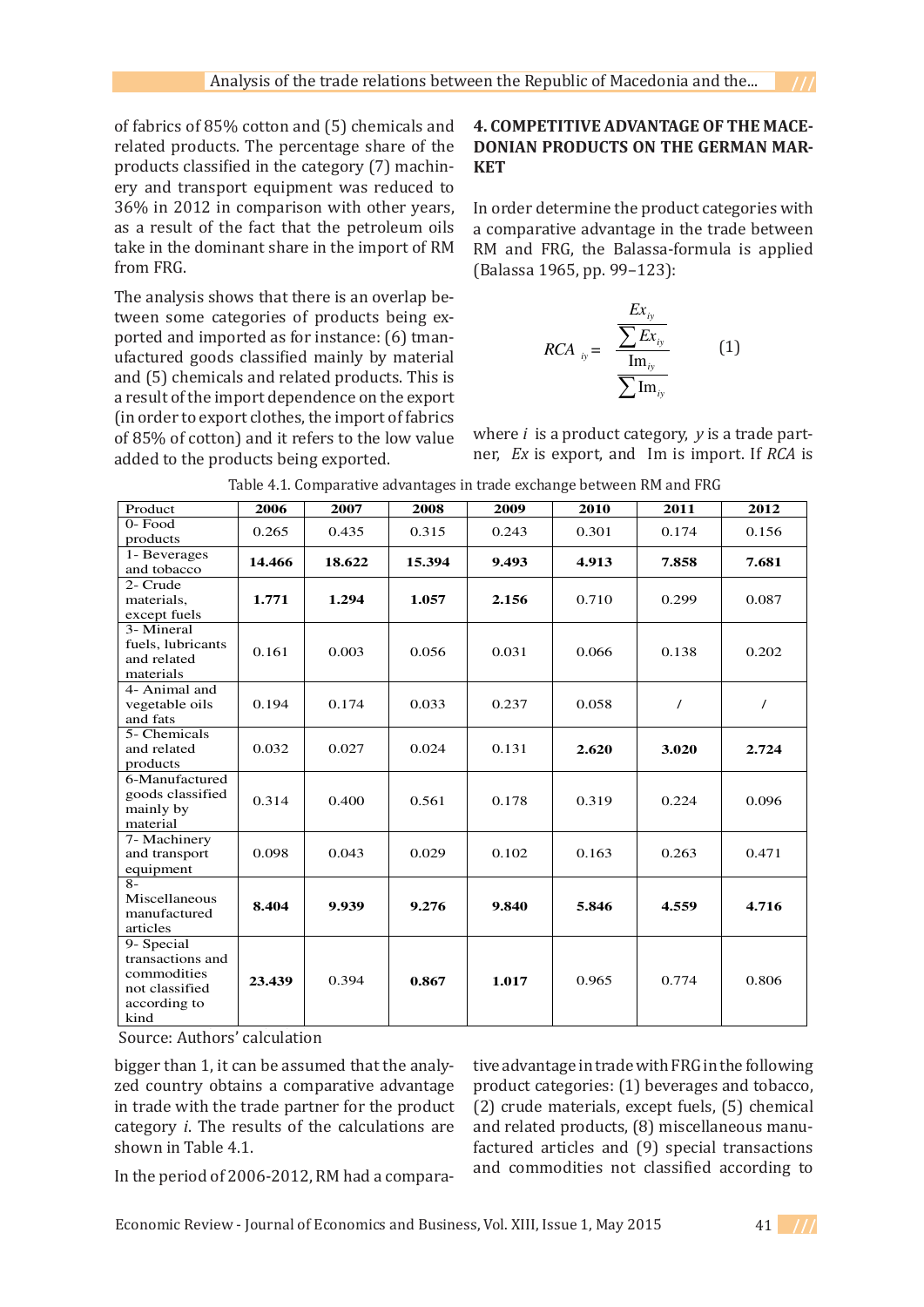of fabrics of 85% cotton and (5) chemicals and related products. The percentage share of the products classified in the category (7) machinery and transport equipment was reduced to 36% in 2012 in comparison with other years, as a result of the fact that the petroleum oils take in the dominant share in the import of RM from FRG.

The analysis shows that there is an overlap between some categories of products being exported and imported as for instance: (6) tmanufactured goods classified mainly by material and (5) chemicals and related products. This is a result of the import dependence on the export (in order to export clothes, the import of fabrics of 85% of cotton) and it refers to the low value added to the products being exported.

## 4. COMPETITIVE ADVANTAGE OF THE MACEDONIAN PRODUCTS ON THE GERMAN MARKET

In order determine the product categories with a comparative advantage in the trade between RM and FRG, the Balassa-formula is applied (Balassa 1965, pp. 99–123):

$$RCA_{iy} = \frac{\frac{Ex_{iy}}{\sum Ex_{iy}}}{\frac{\mathrm{Im}_{iy}}{\sum \mathrm{Im}_{iy}}} \qquad (1)$$

where $i$ is a product category, $y$ is a trade partner, $Ex$ is export, and Im is import. If $RCA$ is bigger than 1, it can be assumed that the analyzed country obtains a comparative advantage in trade with the trade partner for the product category $i$. The results of the calculations are shown in Table 4.1.

Table 4.1. Comparative advantages in trade exchange between RM and FRG

| Product | 2006 | 2007 | 2008 | 2009 | 2010 | 2011 | 2012 |
|---|---|---|---|---|---|---|---|
| 0- Food products | 0.265 | 0.435 | 0.315 | 0.243 | 0.301 | 0.174 | 0.156 |
| 1- Beverages and tobacco | **14.466** | **18.622** | **15.394** | **9.493** | **4.913** | **7.858** | **7.681** |
| 2- Crude materials, except fuels | **1.771** | **1.294** | **1.057** | **2.156** | 0.710 | 0.299 | 0.087 |
| 3- Mineral fuels, lubricants and related materials | 0.161 | 0.003 | 0.056 | 0.031 | 0.066 | 0.138 | 0.202 |
| 4- Animal and vegetable oils and fats | 0.194 | 0.174 | 0.033 | 0.237 | 0.058 | / | / |
| 5- Chemicals and related products | 0.032 | 0.027 | 0.024 | 0.131 | **2.620** | **3.020** | **2.724** |
| 6-Manufactured goods classified mainly by material | 0.314 | 0.400 | 0.561 | 0.178 | 0.319 | 0.224 | 0.096 |
| 7- Machinery and transport equipment | 0.098 | 0.043 | 0.029 | 0.102 | 0.163 | 0.263 | 0.471 |
| 8- Miscellaneous manufactured articles | **8.404** | **9.939** | **9.276** | **9.840** | **5.846** | **4.559** | **4.716** |
| 9- Special transactions and commodities not classified according to kind | **23.439** | 0.394 | **0.867** | **1.017** | 0.965 | 0.774 | 0.806 |

Source: Authors' calculation

In the period of 2006-2012, RM had a comparative advantage in trade with FRG in the following product categories: (1) beverages and tobacco, (2) crude materials, except fuels, (5) chemical and related products, (8) miscellaneous manufactured articles and (9) special transactions and commodities not classified according to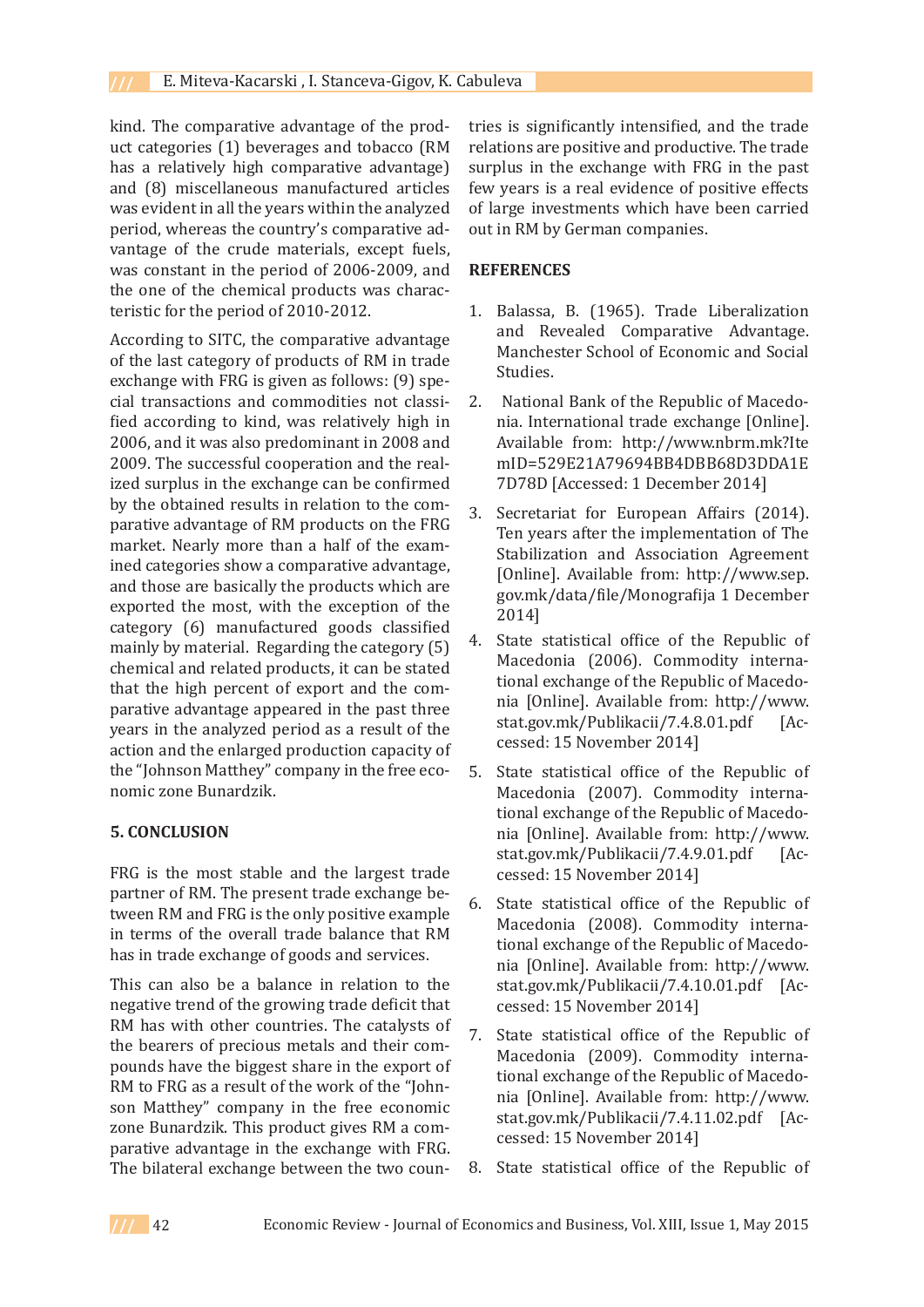kind. The comparative advantage of the product categories (1) beverages and tobacco (RM has a relatively high comparative advantage) and (8) miscellaneous manufactured articles was evident in all the years within the analyzed period, whereas the country's comparative advantage of the crude materials, except fuels, was constant in the period of 2006-2009, and the one of the chemical products was characteristic for the period of 2010-2012.

According to SITC, the comparative advantage of the last category of products of RM in trade exchange with FRG is given as follows: (9) special transactions and commodities not classified according to kind, was relatively high in 2006, and it was also predominant in 2008 and 2009. The successful cooperation and the realized surplus in the exchange can be confirmed by the obtained results in relation to the comparative advantage of RM products on the FRG market. Nearly more than a half of the examined categories show a comparative advantage, and those are basically the products which are exported the most, with the exception of the category (6) manufactured goods classified mainly by material. Regarding the category (5) chemical and related products, it can be stated that the high percent of export and the comparative advantage appeared in the past three years in the analyzed period as a result of the action and the enlarged production capacity of the "Johnson Matthey" company in the free economic zone Bunardzik.

## 5. CONCLUSION

FRG is the most stable and the largest trade partner of RM. The present trade exchange between RM and FRG is the only positive example in terms of the overall trade balance that RM has in trade exchange of goods and services.

This can also be a balance in relation to the negative trend of the growing trade deficit that RM has with other countries. The catalysts of the bearers of precious metals and their compounds have the biggest share in the export of RM to FRG as a result of the work of the "Johnson Matthey" company in the free economic zone Bunardzik. This product gives RM a comparative advantage in the exchange with FRG. The bilateral exchange between the two countries is significantly intensified, and the trade relations are positive and productive. The trade surplus in the exchange with FRG in the past few years is a real evidence of positive effects of large investments which have been carried out in RM by German companies.

## REFERENCES

1. Balassa, B. (1965). Trade Liberalization and Revealed Comparative Advantage. Manchester School of Economic and Social Studies.
2. National Bank of the Republic of Macedonia. International trade exchange [Online]. Available from: http://www.nbrm.mk?ItemID=529E21A79694BB4DBB68D3DDA1E7D78D [Accessed: 1 December 2014]
3. Secretariat for European Affairs (2014). Ten years after the implementation of The Stabilization and Association Agreement [Online]. Available from: http://www.sep.gov.mk/data/file/Monografija 1 December 2014]
4. State statistical office of the Republic of Macedonia (2006). Commodity international exchange of the Republic of Macedonia [Online]. Available from: http://www.stat.gov.mk/Publikacii/7.4.8.01.pdf [Accessed: 15 November 2014]
5. State statistical office of the Republic of Macedonia (2007). Commodity international exchange of the Republic of Macedonia [Online]. Available from: http://www.stat.gov.mk/Publikacii/7.4.9.01.pdf [Accessed: 15 November 2014]
6. State statistical office of the Republic of Macedonia (2008). Commodity international exchange of the Republic of Macedonia [Online]. Available from: http://www.stat.gov.mk/Publikacii/7.4.10.01.pdf [Accessed: 15 November 2014]
7. State statistical office of the Republic of Macedonia (2009). Commodity international exchange of the Republic of Macedonia [Online]. Available from: http://www.stat.gov.mk/Publikacii/7.4.11.02.pdf [Accessed: 15 November 2014]
8. State statistical office of the Republic of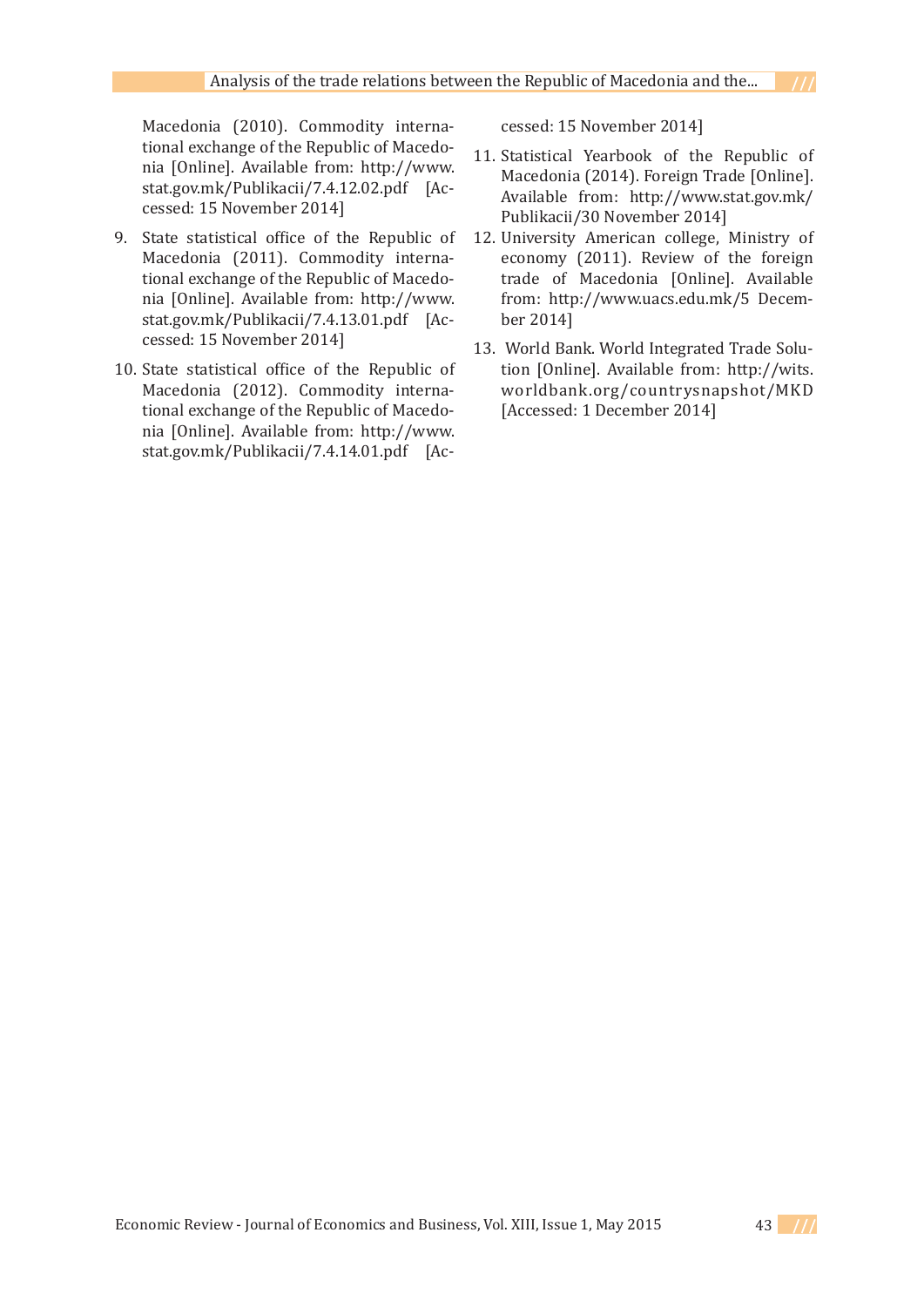Macedonia (2010). Commodity international exchange of the Republic of Macedonia [Online]. Available from: http://www.stat.gov.mk/Publikacii/7.4.12.02.pdf [Accessed: 15 November 2014]

9. State statistical office of the Republic of Macedonia (2011). Commodity international exchange of the Republic of Macedonia [Online]. Available from: http://www.stat.gov.mk/Publikacii/7.4.13.01.pdf [Accessed: 15 November 2014]

10. State statistical office of the Republic of Macedonia (2012). Commodity international exchange of the Republic of Macedonia [Online]. Available from: http://www.stat.gov.mk/Publikacii/7.4.14.01.pdf [Accessed: 15 November 2014]

11. Statistical Yearbook of the Republic of Macedonia (2014). Foreign Trade [Online]. Available from: http://www.stat.gov.mk/Publikacii/30 November 2014]

12. University American college, Ministry of economy (2011). Review of the foreign trade of Macedonia [Online]. Available from: http://www.uacs.edu.mk/5 December 2014]

13. World Bank. World Integrated Trade Solution [Online]. Available from: http://wits.worldbank.org/countrysnapshot/MKD [Accessed: 1 December 2014]